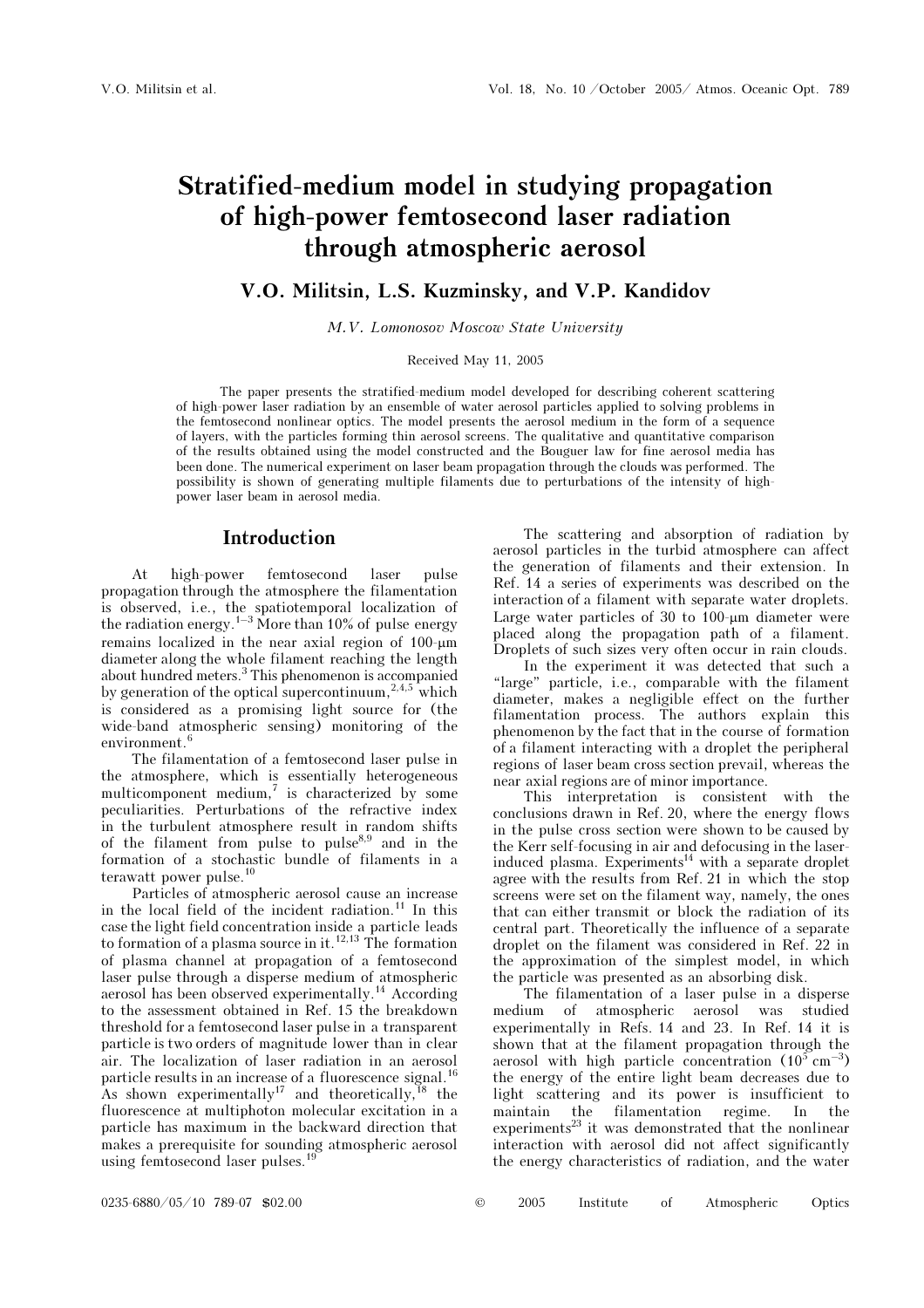# Stratified-medium model in studying propagation of high-power femtosecond laser radiation through atmospheric aerosol

**V.O. Militsin, L.S. Kuzminsky, and V.P. Kandidov**

*M.V. Lomonosov Moscow State University*

Received May 11, 2005

The paper presents the stratified-medium model developed for describing coherent scattering of high-power laser radiation by an ensemble of water aerosol particles applied to solving problems in the femtosecond nonlinear optics. The model presents the aerosol medium in the form of a sequence of layers, with the particles forming thin aerosol screens. The qualitative and quantitative comparison of the results obtained using the model constructed and the Bouguer law for fine aerosol media has been done. The numerical experiment on laser beam propagation through the clouds was performed. The possibility is shown of generating multiple filaments due to perturbations of the intensity of high-power laser beam in aerosol media.

## Introduction

At high-power femtosecond laser pulse propagation through the atmosphere the filamentation is observed, i.e., the spatiotemporal localization of the radiation energy.[1–3] More than 10% of pulse energy remains localized in the near axial region of 100-μm diameter along the whole filament reaching the length about hundred meters.[3] This phenomenon is accompanied by generation of the optical supercontinuum,[2,4,5] which is considered as a promising light source for (the wide-band atmospheric sensing) monitoring of the environment.[6]

The filamentation of a femtosecond laser pulse in the atmosphere, which is essentially heterogeneous multicomponent medium,[7] is characterized by some peculiarities. Perturbations of the refractive index in the turbulent atmosphere result in random shifts of the filament from pulse to pulse[8,9] and in the formation of a stochastic bundle of filaments in a terawatt power pulse.[10]

Particles of atmospheric aerosol cause an increase in the local field of the incident radiation.[11] In this case the light field concentration inside a particle leads to formation of a plasma source in it.[12,13] The formation of plasma channel at propagation of a femtosecond laser pulse through a disperse medium of atmospheric aerosol has been observed experimentally.[14] According to the assessment obtained in Ref. 15 the breakdown threshold for a femtosecond laser pulse in a transparent particle is two orders of magnitude lower than in clear air. The localization of laser radiation in an aerosol particle results in an increase of a fluorescence signal.[16] As shown experimentally[17] and theoretically,[18] the fluorescence at multiphoton molecular excitation in a particle has maximum in the backward direction that makes a prerequisite for sounding atmospheric aerosol using femtosecond laser pulses.[19]

The scattering and absorption of radiation by aerosol particles in the turbid atmosphere can affect the generation of filaments and their extension. In Ref. 14 a series of experiments was described on the interaction of a filament with separate water droplets. Large water particles of 30 to 100-μm diameter were placed along the propagation path of a filament. Droplets of such sizes very often occur in rain clouds.

In the experiment it was detected that such a "large" particle, i.e., comparable with the filament diameter, makes a negligible effect on the further filamentation process. The authors explain this phenomenon by the fact that in the course of formation of a filament interacting with a droplet the peripheral regions of laser beam cross section prevail, whereas the near axial regions are of minor importance.

This interpretation is consistent with the conclusions drawn in Ref. 20, where the energy flows in the pulse cross section were shown to be caused by the Kerr self-focusing in air and defocusing in the laser-induced plasma. Experiments[14] with a separate droplet agree with the results from Ref. 21 in which the stop screens were set on the filament way, namely, the ones that can either transmit or block the radiation of its central part. Theoretically the influence of a separate droplet on the filament was considered in Ref. 22 in the approximation of the simplest model, in which the particle was presented as an absorbing disk.

The filamentation of a laser pulse in a disperse medium of atmospheric aerosol was studied experimentally in Refs. 14 and 23. In Ref. 14 it is shown that at the filament propagation through the aerosol with high particle concentration ($10^5$ cm$^{-3}$) the energy of the entire light beam decreases due to light scattering and its power is insufficient to maintain the filamentation regime. In the experiments[23] it was demonstrated that the nonlinear interaction with aerosol did not affect significantly the energy characteristics of radiation, and the water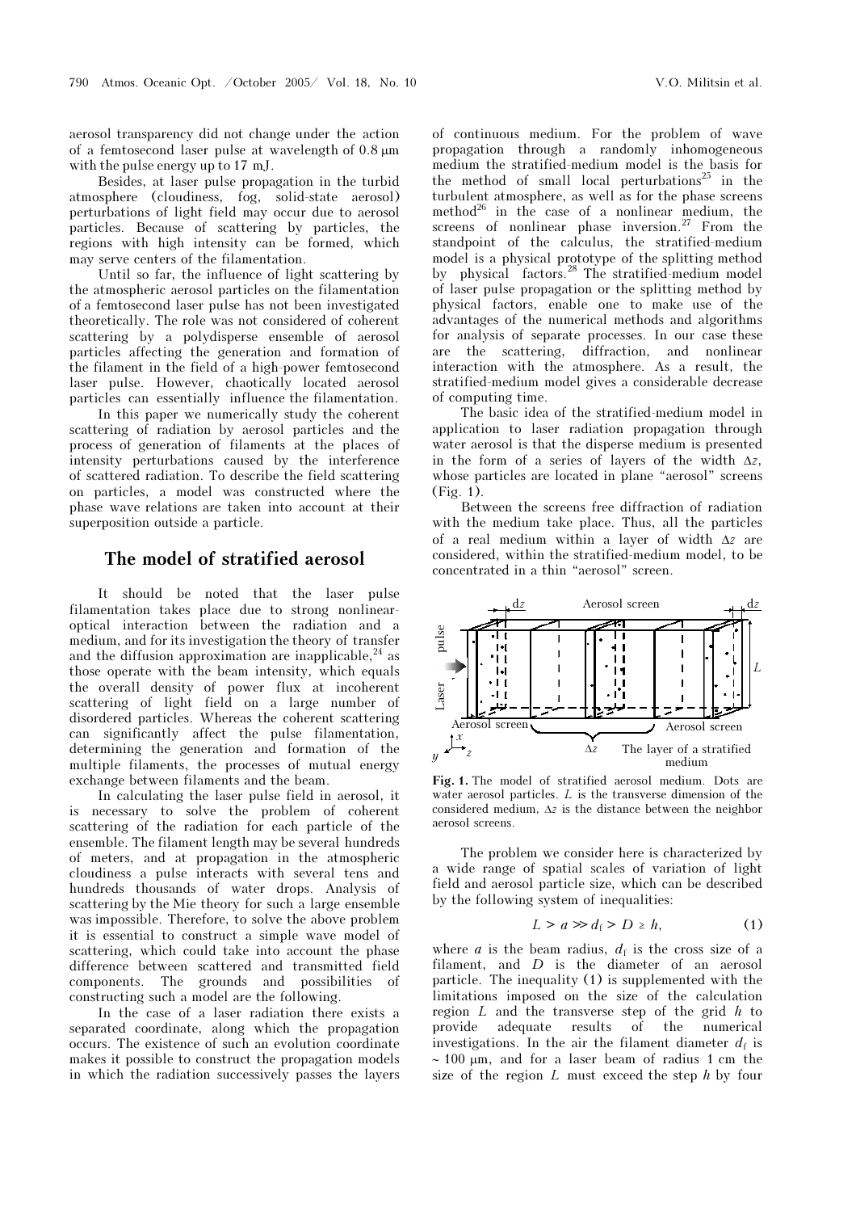aerosol transparency did not change under the action of a femtosecond laser pulse at wavelength of 0.8 μm with the pulse energy up to 17 mJ.

Besides, at laser pulse propagation in the turbid atmosphere (cloudiness, fog, solid-state aerosol) perturbations of light field may occur due to aerosol particles. Because of scattering by particles, the regions with high intensity can be formed, which may serve centers of the filamentation.

Until so far, the influence of light scattering by the atmospheric aerosol particles on the filamentation of a femtosecond laser pulse has not been investigated theoretically. The role was not considered of coherent scattering by a polydisperse ensemble of aerosol particles affecting the generation and formation of the filament in the field of a high-power femtosecond laser pulse. However, chaotically located aerosol particles can essentially influence the filamentation.

In this paper we numerically study the coherent scattering of radiation by aerosol particles and the process of generation of filaments at the places of intensity perturbations caused by the interference of scattered radiation. To describe the field scattering on particles, a model was constructed where the phase wave relations are taken into account at their superposition outside a particle.

## The model of stratified aerosol

It should be noted that the laser pulse filamentation takes place due to strong nonlinear-optical interaction between the radiation and a medium, and for its investigation the theory of transfer and the diffusion approximation are inapplicable,[24] as those operate with the beam intensity, which equals the overall density of power flux at incoherent scattering of light field on a large number of disordered particles. Whereas the coherent scattering can significantly affect the pulse filamentation, determining the generation and formation of the multiple filaments, the processes of mutual energy exchange between filaments and the beam.

In calculating the laser pulse field in aerosol, it is necessary to solve the problem of coherent scattering of the radiation for each particle of the ensemble. The filament length may be several hundreds of meters, and at propagation in the atmospheric cloudiness a pulse interacts with several tens and hundreds thousands of water drops. Analysis of scattering by the Mie theory for such a large ensemble was impossible. Therefore, to solve the above problem it is essential to construct a simple wave model of scattering, which could take into account the phase difference between scattered and transmitted field components. The grounds and possibilities of constructing such a model are the following.

In the case of a laser radiation there exists a separated coordinate, along which the propagation occurs. The existence of such an evolution coordinate makes it possible to construct the propagation models in which the radiation successively passes the layers of continuous medium. For the problem of wave propagation through a randomly inhomogeneous medium the stratified-medium model is the basis for the method of small local perturbations[25] in the turbulent atmosphere, as well as for the phase screens method[26] in the case of a nonlinear medium, the screens of nonlinear phase inversion.[27] From the standpoint of the calculus, the stratified-medium model is a physical prototype of the splitting method by physical factors.[28] The stratified-medium model of laser pulse propagation or the splitting method by physical factors, enable one to make use of the advantages of the numerical methods and algorithms for analysis of separate processes. In our case these are the scattering, diffraction, and nonlinear interaction with the atmosphere. As a result, the stratified-medium model gives a considerable decrease of computing time.

The basic idea of the stratified-medium model in application to laser radiation propagation through water aerosol is that the disperse medium is presented in the form of a series of layers of the width $\Delta z$, whose particles are located in plane "aerosol" screens (Fig. 1).

Between the screens free diffraction of radiation with the medium take place. Thus, all the particles of a real medium within a layer of width $\Delta z$ are considered, within the stratified-medium model, to be concentrated in a thin "aerosol" screen.

**Fig. 1.** The model of stratified aerosol medium. Dots are water aerosol particles. $L$ is the transverse dimension of the considered medium, $\Delta z$ is the distance between the neighbor aerosol screens.

The problem we consider here is characterized by a wide range of spatial scales of variation of light field and aerosol particle size, which can be described by the following system of inequalities:

$$L > a \gg d_f > D \gtrsim h, \qquad (1)$$

where $a$ is the beam radius, $d_f$ is the cross size of a filament, and $D$ is the diameter of an aerosol particle. The inequality (1) is supplemented with the limitations imposed on the size of the calculation region $L$ and the transverse step of the grid $h$ to provide adequate results of the numerical investigations. In the air the filament diameter $d_f$ is ~ 100 μm, and for a laser beam of radius 1 cm the size of the region $L$ must exceed the step $h$ by four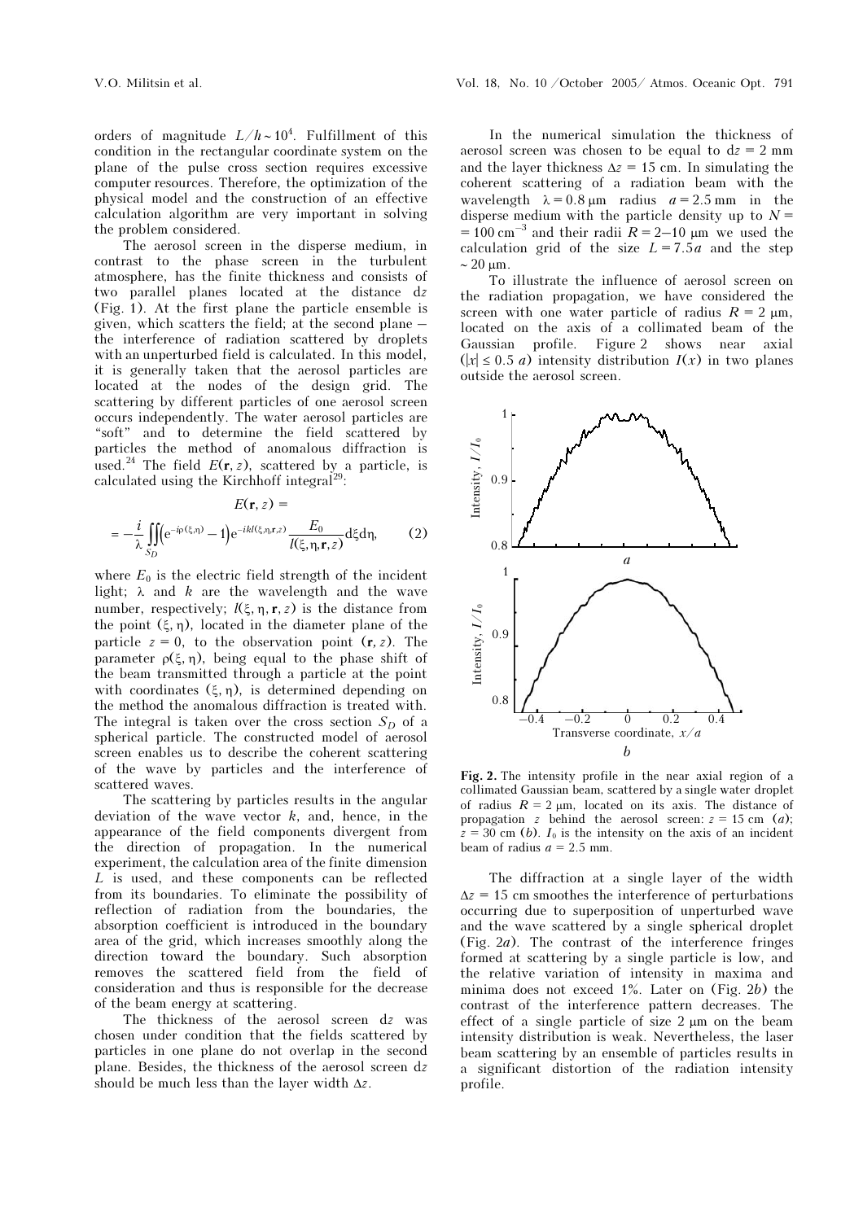orders of magnitude $L/h \sim 10^4$. Fulfillment of this condition in the rectangular coordinate system on the plane of the pulse cross section requires excessive computer resources. Therefore, the optimization of the physical model and the construction of an effective calculation algorithm are very important in solving the problem considered.

The aerosol screen in the disperse medium, in contrast to the phase screen in the turbulent atmosphere, has the finite thickness and consists of two parallel planes located at the distance d$z$ (Fig. 1). At the first plane the particle ensemble is given, which scatters the field; at the second plane – the interference of radiation scattered by droplets with an unperturbed field is calculated. In this model, it is generally taken that the aerosol particles are located at the nodes of the design grid. The scattering by different particles of one aerosol screen occurs independently. The water aerosol particles are "soft" and to determine the field scattered by particles the method of anomalous diffraction is used.[24] The field $E(\mathbf{r}, z)$, scattered by a particle, is calculated using the Kirchhoff integral[29]:

$$E(\mathbf{r}, z) = -\frac{i}{\lambda}\iint_{S_D}\left(e^{-i\rho(\xi,\eta)}-1\right)e^{-ikl(\xi,\eta,\mathbf{r},z)}\frac{E_0}{l(\xi,\eta,\mathbf{r},z)}d\xi d\eta, \qquad (2)$$

where $E_0$ is the electric field strength of the incident light; $\lambda$ and $k$ are the wavelength and the wave number, respectively; $l(\xi, \eta, \mathbf{r}, z)$ is the distance from the point $(\xi, \eta)$, located in the diameter plane of the particle $z = 0$, to the observation point $(\mathbf{r}, z)$. The parameter $\rho(\xi, \eta)$, being equal to the phase shift of the beam transmitted through a particle at the point with coordinates $(\xi, \eta)$, is determined depending on the method the anomalous diffraction is treated with. The integral is taken over the cross section $S_D$ of a spherical particle. The constructed model of aerosol screen enables us to describe the coherent scattering of the wave by particles and the interference of scattered waves.

The scattering by particles results in the angular deviation of the wave vector $k$, and, hence, in the appearance of the field components divergent from the direction of propagation. In the numerical experiment, the calculation area of the finite dimension $L$ is used, and these components can be reflected from its boundaries. To eliminate the possibility of reflection of radiation from the boundaries, the absorption coefficient is introduced in the boundary area of the grid, which increases smoothly along the direction toward the boundary. Such absorption removes the scattered field from the field of consideration and thus is responsible for the decrease of the beam energy at scattering.

The thickness of the aerosol screen d$z$ was chosen under condition that the fields scattered by particles in one plane do not overlap in the second plane. Besides, the thickness of the aerosol screen d$z$ should be much less than the layer width $\Delta z$.

In the numerical simulation the thickness of aerosol screen was chosen to be equal to d$z$ = 2 mm and the layer thickness $\Delta z$ = 15 cm. In simulating the coherent scattering of a radiation beam with the wavelength $\lambda = 0.8$ μm radius $a = 2.5$ mm in the disperse medium with the particle density up to $N = 100$ cm$^{-3}$ and their radii $R = 2$–$10$ μm we used the calculation grid of the size $L = 7.5a$ and the step $\sim 20$ μm.

To illustrate the influence of aerosol screen on the radiation propagation, we have considered the screen with one water particle of radius $R = 2$ μm, located on the axis of a collimated beam of the Gaussian profile. Figure 2 shows near axial ($|x| \le 0.5\ a$) intensity distribution $I(x)$ in two planes outside the aerosol screen.

**Fig. 2.** The intensity profile in the near axial region of a collimated Gaussian beam, scattered by a single water droplet of radius $R = 2$ μm, located on its axis. The distance of propagation $z$ behind the aerosol screen: $z = 15$ cm (*a*); $z = 30$ cm (*b*). $I_0$ is the intensity on the axis of an incident beam of radius $a = 2.5$ mm.

The diffraction at a single layer of the width $\Delta z = 15$ cm smoothes the interference of perturbations occurring due to superposition of unperturbed wave and the wave scattered by a single spherical droplet (Fig. 2*a*). The contrast of the interference fringes formed at scattering by a single particle is low, and the relative variation of intensity in maxima and minima does not exceed 1%. Later on (Fig. 2*b*) the contrast of the interference pattern decreases. The effect of a single particle of size 2 μm on the beam intensity distribution is weak. Nevertheless, the laser beam scattering by an ensemble of particles results in a significant distortion of the radiation intensity profile.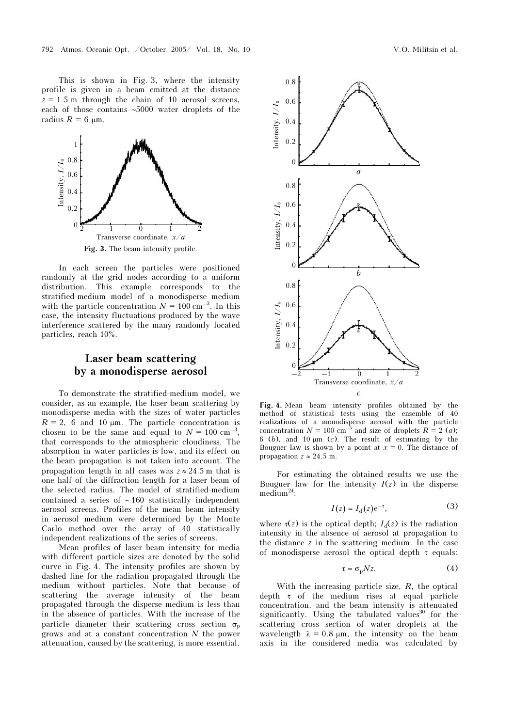This is shown in Fig. 3, where the intensity profile is given in a beam emitted at the distance $z = 1.5$ m through the chain of 10 aerosol screens, each of those contains ~5000 water droplets of the radius $R = 6$ μm.

**Fig. 3.** The beam intensity profile.

In each screen the particles were positioned randomly at the grid nodes according to a uniform distribution. This example corresponds to the stratified-medium model of a monodisperse medium with the particle concentration $N = 100$ cm$^{-3}$. In this case, the intensity fluctuations produced by the wave interference scattered by the many randomly located particles, reach 10%.

## Laser beam scattering by a monodisperse aerosol

To demonstrate the stratified-medium model, we consider, as an example, the laser beam scattering by monodisperse media with the sizes of water particles $R = 2$, 6 and 10 μm. The particle concentration is chosen to be the same and equal to $N = 100$ cm$^{-3}$, that corresponds to the atmospheric cloudiness. The absorption in water particles is low, and its effect on the beam propagation is not taken into account. The propagation length in all cases was $z \approx 24.5$ m that is one half of the diffraction length for a laser beam of the selected radius. The model of stratified-medium contained a series of ~160 statistically independent aerosol screens. Profiles of the mean beam intensity in aerosol medium were determined by the Monte Carlo method over the array of 40 statistically independent realizations of the series of screens.

Mean profiles of laser beam intensity for media with different particle sizes are denoted by the solid curve in Fig. 4. The intensity profiles are shown by dashed line for the radiation propagated through the medium without particles. Note that because of scattering the average intensity of the beam propagated through the disperse medium is less than in the absence of particles. With the increase of the particle diameter their scattering cross section $\sigma_p$ grows and at a constant concentration $N$ the power attenuation, caused by the scattering, is more essential.

**Fig. 4.** Mean beam intensity profiles obtained by the method of statistical tests using the ensemble of 40 realizations of a monodisperse aerosol with the particle concentration $N = 100$ cm$^{-3}$ and size of droplets $R = 2$ (*a*); 6 (*b*), and 10 μm (*c*). The result of estimating by the Bouguer law is shown by a point at $x = 0$. The distance of propagation $z \approx 24.5$ m.

For estimating the obtained results we use the Bouguer law for the intensity $I(z)$ in the disperse medium[24]:

$$I(z) = I_d(z)e^{-\tau}, \tag{3}$$

where $\tau(z)$ is the optical depth; $I_d(z)$ is the radiation intensity in the absence of aerosol at propagation to the distance $z$ in the scattering medium. In the case of monodisperse aerosol the optical depth $\tau$ equals:

$$\tau = \sigma_p N z. \tag{4}$$

With the increasing particle size, $R$, the optical depth $\tau$ of the medium rises at equal particle concentration, and the beam intensity is attenuated significantly. Using the tabulated values[30] for the scattering cross section of water droplets at the wavelength $\lambda = 0.8$ μm, the intensity on the beam axis in the considered media was calculated by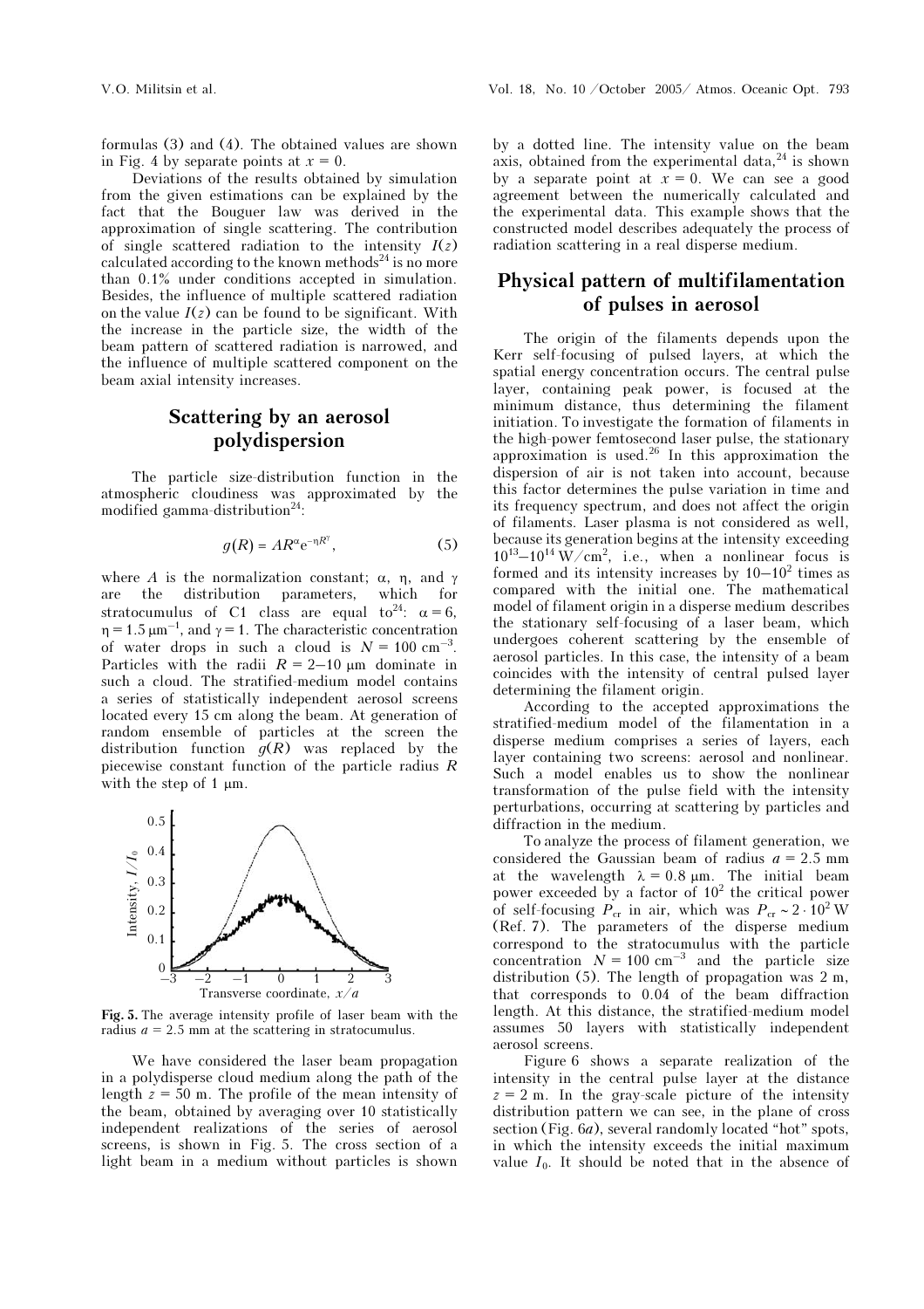formulas (3) and (4). The obtained values are shown in Fig. 4 by separate points at $x = 0$.

Deviations of the results obtained by simulation from the given estimations can be explained by the fact that the Bouguer law was derived in the approximation of single scattering. The contribution of single scattered radiation to the intensity $I(z)$ calculated according to the known methods[24] is no more than 0.1% under conditions accepted in simulation. Besides, the influence of multiple scattered radiation on the value $I(z)$ can be found to be significant. With the increase in the particle size, the width of the beam pattern of scattered radiation is narrowed, and the influence of multiple scattered component on the beam axial intensity increases.

## Scattering by an aerosol polydispersion

The particle size-distribution function in the atmospheric cloudiness was approximated by the modified gamma-distribution[24]:

$$g(R) = AR^{\alpha}e^{-\eta R^{\gamma}}, \tag{5}$$

where $A$ is the normalization constant; $\alpha$, $\eta$, and $\gamma$ are the distribution parameters, which for stratocumulus of C1 class are equal to[24]: $\alpha = 6$, $\eta = 1.5\ \mu\text{m}^{-1}$, and $\gamma = 1$. The characteristic concentration of water drops in such a cloud is $N = 100\ \text{cm}^{-3}$. Particles with the radii $R = 2–10\ \mu\text{m}$ dominate in such a cloud. The stratified-medium model contains a series of statistically independent aerosol screens located every 15 cm along the beam. At generation of random ensemble of particles at the screen the distribution function $g(R)$ was replaced by the piecewise constant function of the particle radius $R$ with the step of 1 μm.

**Fig. 5.** The average intensity profile of laser beam with the radius $a = 2.5$ mm at the scattering in stratocumulus.

We have considered the laser beam propagation in a polydisperse cloud medium along the path of the length $z = 50$ m. The profile of the mean intensity of the beam, obtained by averaging over 10 statistically independent realizations of the series of aerosol screens, is shown in Fig. 5. The cross section of a light beam in a medium without particles is shown by a dotted line. The intensity value on the beam axis, obtained from the experimental data,[24] is shown by a separate point at $x = 0$. We can see a good agreement between the numerically calculated and the experimental data. This example shows that the constructed model describes adequately the process of radiation scattering in a real disperse medium.

## Physical pattern of multifilamentation of pulses in aerosol

The origin of the filaments depends upon the Kerr self-focusing of pulsed layers, at which the spatial energy concentration occurs. The central pulse layer, containing peak power, is focused at the minimum distance, thus determining the filament initiation. To investigate the formation of filaments in the high-power femtosecond laser pulse, the stationary approximation is used.[26] In this approximation the dispersion of air is not taken into account, because this factor determines the pulse variation in time and its frequency spectrum, and does not affect the origin of filaments. Laser plasma is not considered as well, because its generation begins at the intensity exceeding $10^{13}–10^{14}\ \text{W/cm}^2$, i.e., when a nonlinear focus is formed and its intensity increases by $10–10^2$ times as compared with the initial one. The mathematical model of filament origin in a disperse medium describes the stationary self-focusing of a laser beam, which undergoes coherent scattering by the ensemble of aerosol particles. In this case, the intensity of a beam coincides with the intensity of central pulsed layer determining the filament origin.

According to the accepted approximations the stratified-medium model of the filamentation in a disperse medium comprises a series of layers, each layer containing two screens: aerosol and nonlinear. Such a model enables us to show the nonlinear transformation of the pulse field with the intensity perturbations, occurring at scattering by particles and diffraction in the medium.

To analyze the process of filament generation, we considered the Gaussian beam of radius $a = 2.5$ mm at the wavelength $\lambda = 0.8\ \mu\text{m}$. The initial beam power exceeded by a factor of $10^2$ the critical power of self-focusing $P_{\text{cr}} \sim 2 \cdot 10^2$ W (Ref. 7). The parameters of the disperse medium correspond to the stratocumulus with the particle concentration $N = 100\ \text{cm}^{-3}$ and the particle size distribution (5). The length of propagation was 2 m, that corresponds to 0.04 of the beam diffraction length. At this distance, the stratified-medium model assumes 50 layers with statistically independent aerosol screens.

Figure 6 shows a separate realization of the intensity in the central pulse layer at the distance $z = 2$ m. In the gray-scale picture of the intensity distribution pattern we can see, in the plane of cross section (Fig. 6*a*), several randomly located "hot" spots, in which the intensity exceeds the initial maximum value $I_0$. It should be noted that in the absence of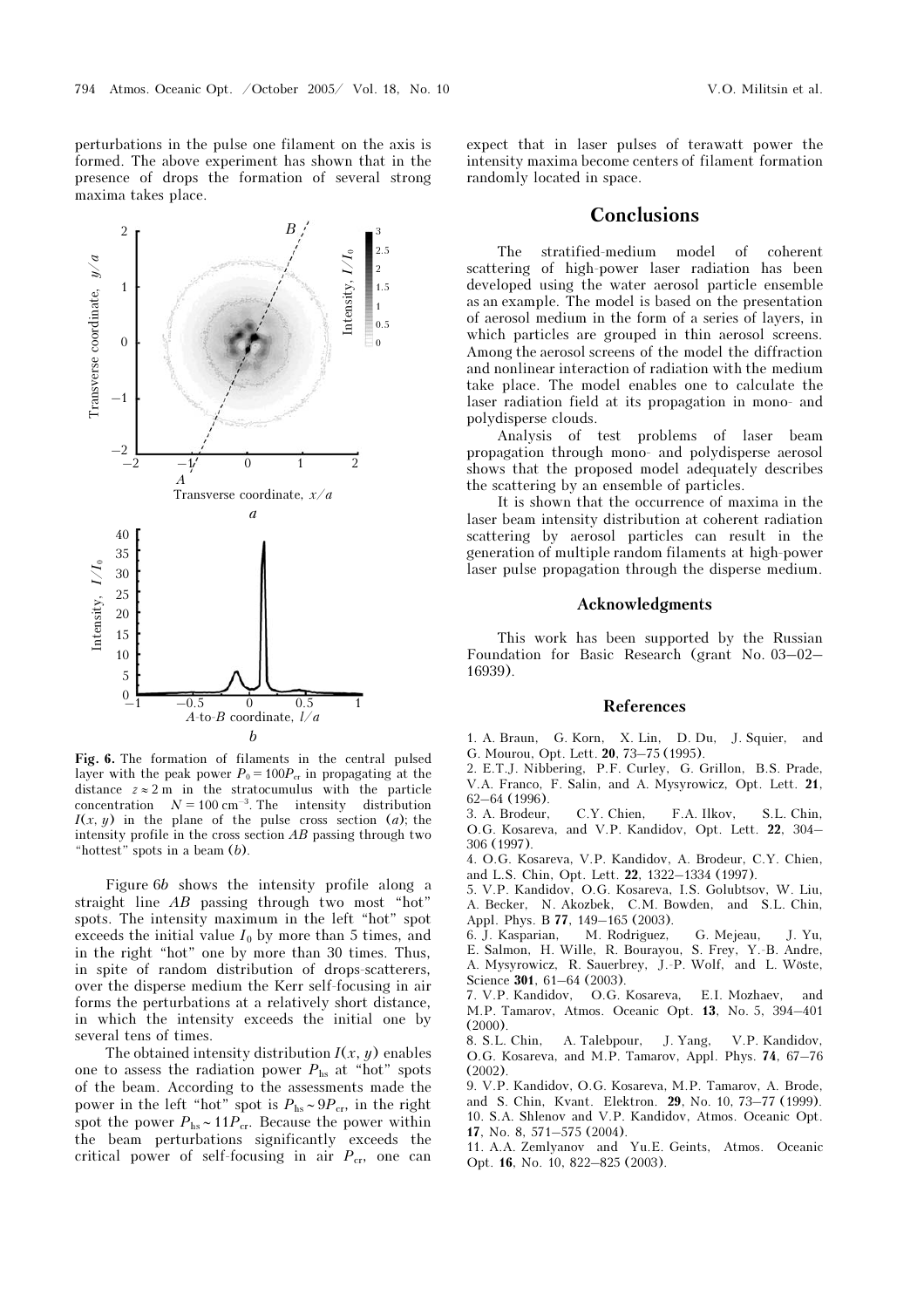perturbations in the pulse one filament on the axis is formed. The above experiment has shown that in the presence of drops the formation of several strong maxima takes place.

**Fig. 6.** The formation of filaments in the central pulsed layer with the peak power $P_0 = 100P_{cr}$ in propagating at the distance $z \approx 2$ m in the stratocumulus with the particle concentration $N = 100$ cm$^{-3}$. The intensity distribution $I(x, y)$ in the plane of the pulse cross section (*a*); the intensity profile in the cross section *AB* passing through two "hottest" spots in a beam (*b*).

Figure 6*b* shows the intensity profile along a straight line *AB* passing through two most "hot" spots. The intensity maximum in the left "hot" spot exceeds the initial value $I_0$ by more than 5 times, and in the right "hot" one by more than 30 times. Thus, in spite of random distribution of drops-scatterers, over the disperse medium the Kerr self-focusing in air forms the perturbations at a relatively short distance, in which the intensity exceeds the initial one by several tens of times.

The obtained intensity distribution $I(x, y)$ enables one to assess the radiation power $P_{hs}$ at "hot" spots of the beam. According to the assessments made the power in the left "hot" spot is $P_{hs} \sim 9P_{cr}$, in the right spot the power $P_{hs} \sim 11P_{cr}$. Because the power within the beam perturbations significantly exceeds the critical power of self-focusing in air $P_{cr}$, one can expect that in laser pulses of terawatt power the intensity maxima become centers of filament formation randomly located in space.

## Conclusions

The stratified-medium model of coherent scattering of high-power laser radiation has been developed using the water aerosol particle ensemble as an example. The model is based on the presentation of aerosol medium in the form of a series of layers, in which particles are grouped in thin aerosol screens. Among the aerosol screens of the model the diffraction and nonlinear interaction of radiation with the medium take place. The model enables one to calculate the laser radiation field at its propagation in mono- and polydisperse clouds.

Analysis of test problems of laser beam propagation through mono- and polydisperse aerosol shows that the proposed model adequately describes the scattering by an ensemble of particles.

It is shown that the occurrence of maxima in the laser beam intensity distribution at coherent radiation scattering by aerosol particles can result in the generation of multiple random filaments at high-power laser pulse propagation through the disperse medium.

### Acknowledgments

This work has been supported by the Russian Foundation for Basic Research (grant No. 03–02–16939).

### References

1. A. Braun, G. Korn, X. Lin, D. Du, J. Squier, and G. Mourou, Opt. Lett. **20**, 73–75 (1995).
2. E.T.J. Nibbering, P.F. Curley, G. Grillon, B.S. Prade, V.A. Franco, F. Salin, and A. Mysyrowicz, Opt. Lett. **21**, 62–64 (1996).
3. A. Brodeur, C.Y. Chien, F.A. Ilkov, S.L. Chin, O.G. Kosareva, and V.P. Kandidov, Opt. Lett. **22**, 304–306 (1997).
4. O.G. Kosareva, V.P. Kandidov, A. Brodeur, C.Y. Chien, and L.S. Chin, Opt. Lett. **22**, 1322–1334 (1997).
5. V.P. Kandidov, O.G. Kosareva, I.S. Golubtsov, W. Liu, A. Becker, N. Akozbek, C.M. Bowden, and S.L. Chin, Appl. Phys. B **77**, 149–165 (2003).
6. J. Kasparian, M. Rodriguez, G. Mejeau, J. Yu, E. Salmon, H. Wille, R. Bourayou, S. Frey, Y.-B. Andre, A. Mysyrowicz, R. Sauerbrey, J.-P. Wolf, and L. Wöste, Science **301**, 61–64 (2003).
7. V.P. Kandidov, O.G. Kosareva, E.I. Mozhaev, and M.P. Tamarov, Atmos. Oceanic Opt. **13**, No. 5, 394–401 (2000).
8. S.L. Chin, A. Talebpour, J. Yang, V.P. Kandidov, O.G. Kosareva, and M.P. Tamarov, Appl. Phys. **74**, 67–76 (2002).
9. V.P. Kandidov, O.G. Kosareva, M.P. Tamarov, A. Brode, and S. Chin, Kvant. Elektron. **29**, No. 10, 73–77 (1999).
10. S.A. Shlenov and V.P. Kandidov, Atmos. Oceanic Opt. **17**, No. 8, 571–575 (2004).
11. A.A. Zemlyanov and Yu.E. Geints, Atmos. Oceanic Opt. **16**, No. 10, 822–825 (2003).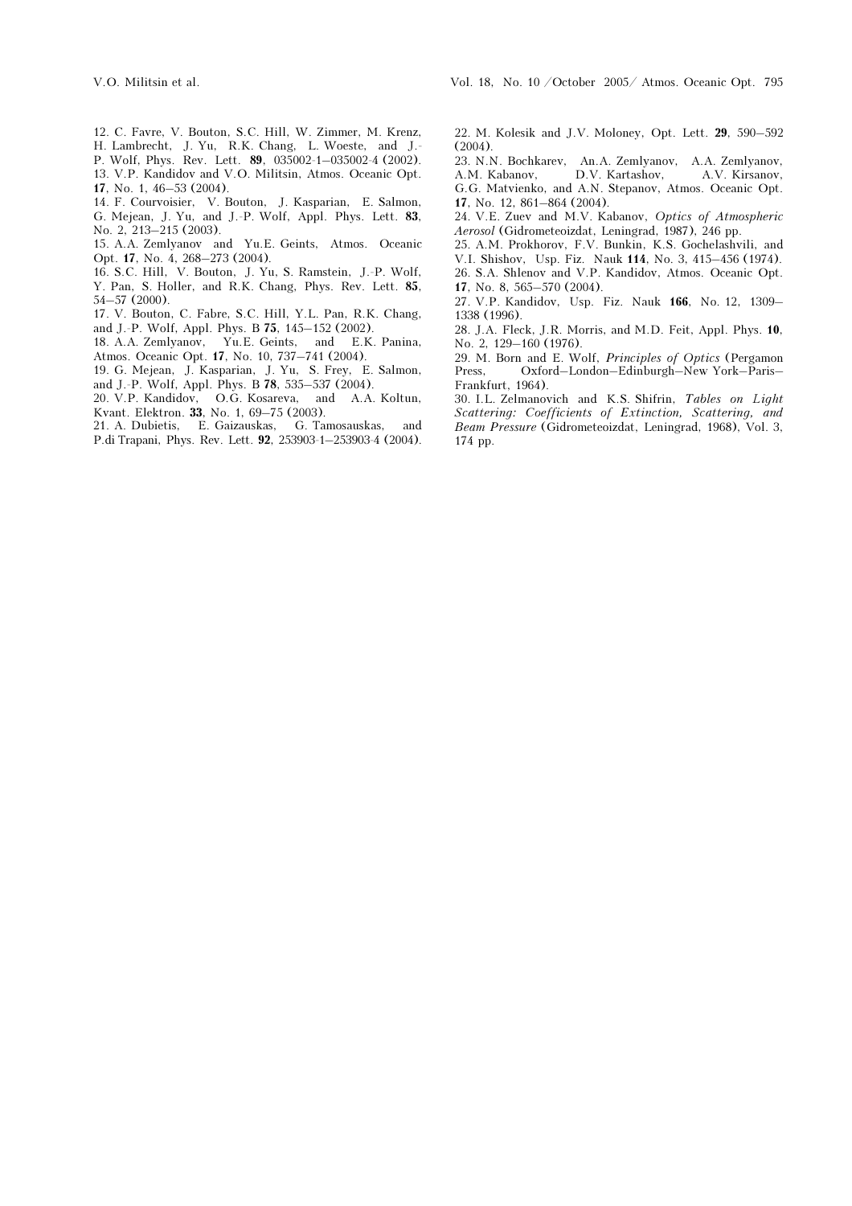12. C. Favre, V. Bouton, S.C. Hill, W. Zimmer, M. Krenz, H. Lambrecht, J. Yu, R.K. Chang, L. Woeste, and J.-P. Wolf, Phys. Rev. Lett. **89**, 035002-1–035002-4 (2002).
13. V.P. Kandidov and V.O. Militsin, Atmos. Oceanic Opt. **17**, No. 1, 46–53 (2004).
14. F. Courvoisier, V. Bouton, J. Kasparian, E. Salmon, G. Mejean, J. Yu, and J.-P. Wolf, Appl. Phys. Lett. **83**, No. 2, 213–215 (2003).
15. A.A. Zemlyanov and Yu.E. Geints, Atmos. Oceanic Opt. **17**, No. 4, 268–273 (2004).
16. S.C. Hill, V. Bouton, J. Yu, S. Ramstein, J.-P. Wolf, Y. Pan, S. Holler, and R.K. Chang, Phys. Rev. Lett. **85**, 54–57 (2000).
17. V. Bouton, C. Fabre, S.C. Hill, Y.L. Pan, R.K. Chang, and J.-P. Wolf, Appl. Phys. B **75**, 145–152 (2002).
18. A.A. Zemlyanov, Yu.E. Geints, and E.K. Panina, Atmos. Oceanic Opt. **17**, No. 10, 737–741 (2004).
19. G. Mejean, J. Kasparian, J. Yu, S. Frey, E. Salmon, and J.-P. Wolf, Appl. Phys. B **78**, 535–537 (2004).
20. V.P. Kandidov, O.G. Kosareva, and A.A. Koltun, Kvant. Elektron. **33**, No. 1, 69–75 (2003).
21. A. Dubietis, E. Gaizauskas, G. Tamosauskas, and P.di Trapani, Phys. Rev. Lett. **92**, 253903-1–253903-4 (2004).
22. M. Kolesik and J.V. Moloney, Opt. Lett. **29**, 590–592 (2004).
23. N.N. Bochkarev, An.A. Zemlyanov, A.A. Zemlyanov, A.M. Kabanov, D.V. Kartashov, A.V. Kirsanov, G.G. Matvienko, and A.N. Stepanov, Atmos. Oceanic Opt. **17**, No. 12, 861–864 (2004).
24. V.E. Zuev and M.V. Kabanov, *Optics of Atmospheric Aerosol* (Gidrometeoizdat, Leningrad, 1987), 246 pp.
25. A.M. Prokhorov, F.V. Bunkin, K.S. Gochelashvili, and V.I. Shishov, Usp. Fiz. Nauk **114**, No. 3, 415–456 (1974).
26. S.A. Shlenov and V.P. Kandidov, Atmos. Oceanic Opt. **17**, No. 8, 565–570 (2004).
27. V.P. Kandidov, Usp. Fiz. Nauk **166**, No. 12, 1309–1338 (1996).
28. J.A. Fleck, J.R. Morris, and M.D. Feit, Appl. Phys. **10**, No. 2, 129–160 (1976).
29. M. Born and E. Wolf, *Principles of Optics* (Pergamon Press, Oxford–London–Edinburgh–New York–Paris–Frankfurt, 1964).
30. I.L. Zelmanovich and K.S. Shifrin, *Tables on Light Scattering: Coefficients of Extinction, Scattering, and Beam Pressure* (Gidrometeoizdat, Leningrad, 1968), Vol. 3, 174 pp.